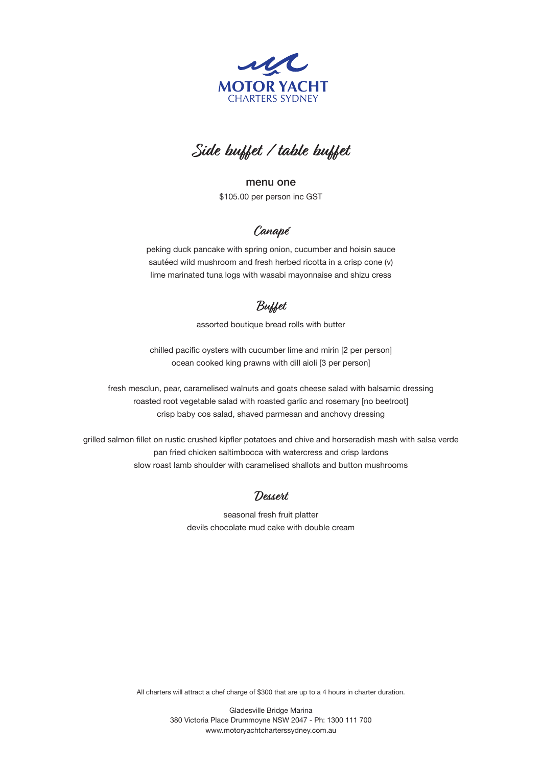MOTOR YACHT
CHARTERS SYDNEY

# Side buffet / table buffet

**menu one**

$105.00 per person inc GST

## Canapé

peking duck pancake with spring onion, cucumber and hoisin sauce
sautéed wild mushroom and fresh herbed ricotta in a crisp cone (v)
lime marinated tuna logs with wasabi mayonnaise and shizu cress

## Buffet

assorted boutique bread rolls with butter

chilled pacific oysters with cucumber lime and mirin [2 per person]
ocean cooked king prawns with dill aioli [3 per person]

fresh mesclun, pear, caramelised walnuts and goats cheese salad with balsamic dressing
roasted root vegetable salad with roasted garlic and rosemary [no beetroot]
crisp baby cos salad, shaved parmesan and anchovy dressing

grilled salmon fillet on rustic crushed kipfler potatoes and chive and horseradish mash with salsa verde
pan fried chicken saltimbocca with watercress and crisp lardons
slow roast lamb shoulder with caramelised shallots and button mushrooms

## Dessert

seasonal fresh fruit platter
devils chocolate mud cake with double cream

All charters will attract a chef charge of $300 that are up to a 4 hours in charter duration.

Gladesville Bridge Marina
380 Victoria Place Drummoyne NSW 2047 - Ph: 1300 111 700
www.motoryachtcharterssydney.com.au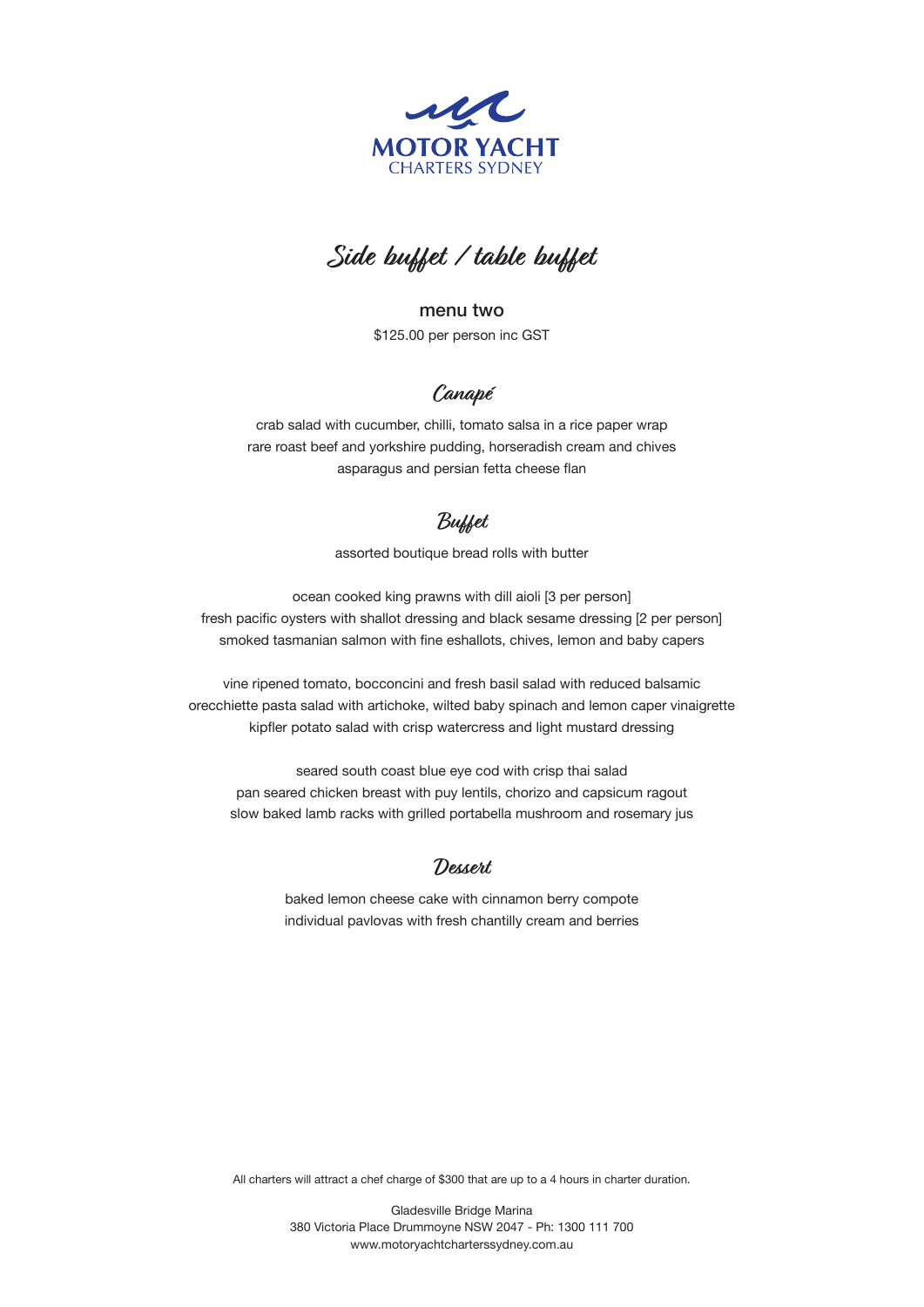MOTOR YACHT
CHARTERS SYDNEY

# Side buffet / table buffet

**menu two**

$125.00 per person inc GST

## Canapé

crab salad with cucumber, chilli, tomato salsa in a rice paper wrap
rare roast beef and yorkshire pudding, horseradish cream and chives
asparagus and persian fetta cheese flan

## Buffet

assorted boutique bread rolls with butter

ocean cooked king prawns with dill aioli [3 per person]
fresh pacific oysters with shallot dressing and black sesame dressing [2 per person]
smoked tasmanian salmon with fine eshallots, chives, lemon and baby capers

vine ripened tomato, bocconcini and fresh basil salad with reduced balsamic
orecchiette pasta salad with artichoke, wilted baby spinach and lemon caper vinaigrette
kipfler potato salad with crisp watercress and light mustard dressing

seared south coast blue eye cod with crisp thai salad
pan seared chicken breast with puy lentils, chorizo and capsicum ragout
slow baked lamb racks with grilled portabella mushroom and rosemary jus

## Dessert

baked lemon cheese cake with cinnamon berry compote
individual pavlovas with fresh chantilly cream and berries

All charters will attract a chef charge of $300 that are up to a 4 hours in charter duration.

Gladesville Bridge Marina
380 Victoria Place Drummoyne NSW 2047 - Ph: 1300 111 700
www.motoryachtcharterssydney.com.au